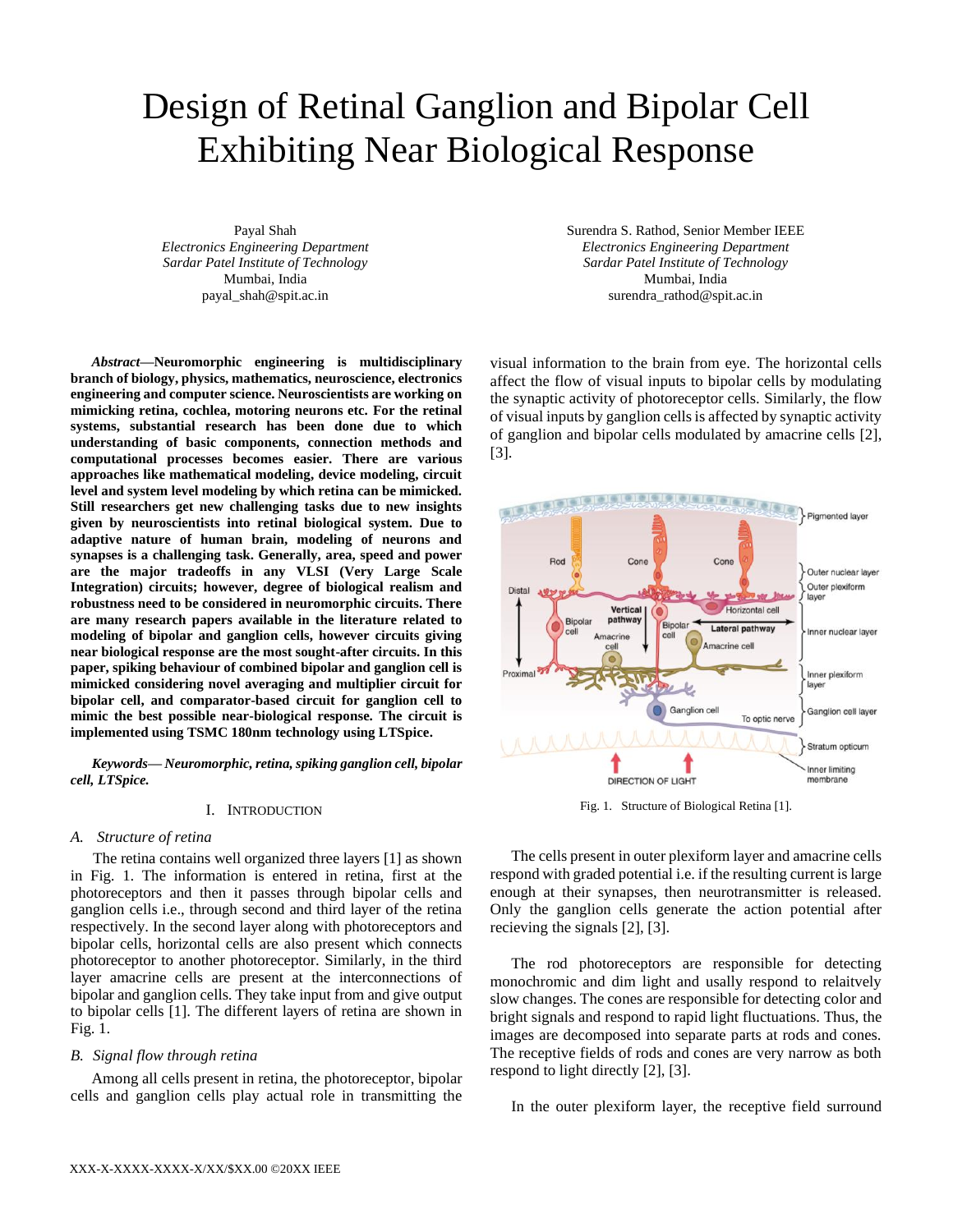# Design of Retinal Ganglion and Bipolar Cell Exhibiting Near Biological Response

Payal Shah
*Electronics Engineering Department*
*Sardar Patel Institute of Technology*
Mumbai, India
payal_shah@spit.ac.in

Surendra S. Rathod, Senior Member IEEE
*Electronics Engineering Department*
*Sardar Patel Institute of Technology*
Mumbai, India
surendra_rathod@spit.ac.in

***Abstract*—Neuromorphic engineering is multidisciplinary branch of biology, physics, mathematics, neuroscience, electronics engineering and computer science. Neuroscientists are working on mimicking retina, cochlea, motoring neurons etc. For the retinal systems, substantial research has been done due to which understanding of basic components, connection methods and computational processes becomes easier. There are various approaches like mathematical modeling, device modeling, circuit level and system level modeling by which retina can be mimicked. Still researchers get new challenging tasks due to new insights given by neuroscientists into retinal biological system. Due to adaptive nature of human brain, modeling of neurons and synapses is a challenging task. Generally, area, speed and power are the major tradeoffs in any VLSI (Very Large Scale Integration) circuits; however, degree of biological realism and robustness need to be considered in neuromorphic circuits. There are many research papers available in the literature related to modeling of bipolar and ganglion cells, however circuits giving near biological response are the most sought-after circuits. In this paper, spiking behaviour of combined bipolar and ganglion cell is mimicked considering novel averaging and multiplier circuit for bipolar cell, and comparator-based circuit for ganglion cell to mimic the best possible near-biological response. The circuit is implemented using TSMC 180nm technology using LTSpice.**

***Keywords— Neuromorphic, retina, spiking ganglion cell, bipolar cell, LTSpice.***

## I. Introduction

### *A. Structure of retina*

The retina contains well organized three layers [1] as shown in Fig. 1. The information is entered in retina, first at the photoreceptors and then it passes through bipolar cells and ganglion cells i.e., through second and third layer of the retina respectively. In the second layer along with photoreceptors and bipolar cells, horizontal cells are also present which connects photoreceptor to another photoreceptor. Similarly, in the third layer amacrine cells are present at the interconnections of bipolar and ganglion cells. They take input from and give output to bipolar cells [1]. The different layers of retina are shown in Fig. 1.

### *B. Signal flow through retina*

Among all cells present in retina, the photoreceptor, bipolar cells and ganglion cells play actual role in transmitting the visual information to the brain from eye. The horizontal cells affect the flow of visual inputs to bipolar cells by modulating the synaptic activity of photoreceptor cells. Similarly, the flow of visual inputs by ganglion cells is affected by synaptic activity of ganglion and bipolar cells modulated by amacrine cells [2], [3].

Fig. 1. Structure of Biological Retina [1].

The cells present in outer plexiform layer and amacrine cells respond with graded potential i.e. if the resulting current is large enough at their synapses, then neurotransmitter is released. Only the ganglion cells generate the action potential after recieving the signals [2], [3].

The rod photoreceptors are responsible for detecting monochromic and dim light and usally respond to relaitvely slow changes. The cones are responsible for detecting color and bright signals and respond to rapid light fluctuations. Thus, the images are decomposed into separate parts at rods and cones. The receptive fields of rods and cones are very narrow as both respond to light directly [2], [3].

In the outer plexiform layer, the receptive field surround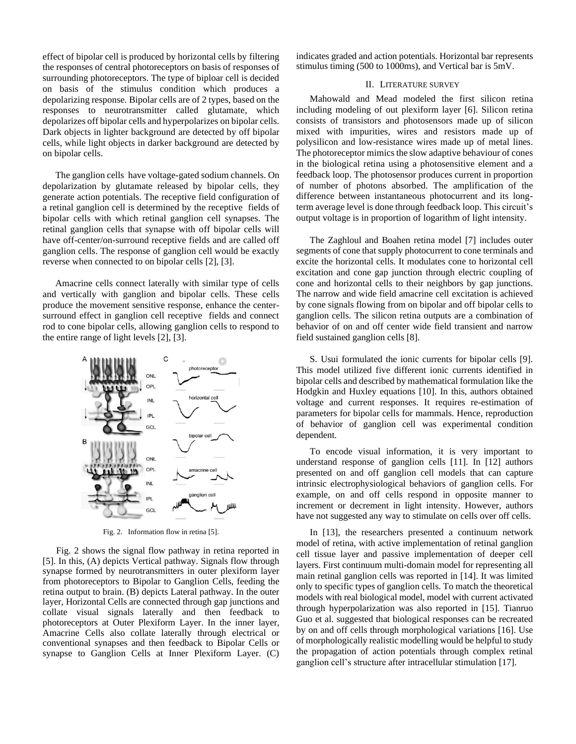effect of bipolar cell is produced by horizontal cells by filtering the responses of central photoreceptors on basis of responses of surrounding photoreceptors. The type of biploar cell is decided on basis of the stimulus condition which produces a depolarizing response. Bipolar cells are of 2 types, based on the responses to neurotransmitter called glutamate, which depolarizes off bipolar cells and hyperpolarizes on bipolar cells. Dark objects in lighter background are detected by off bipolar cells, while light objects in darker background are detected by on bipolar cells.

The ganglion cells have voltage-gated sodium channels. On depolarization by glutamate released by bipolar cells, they generate action potentials. The receptive field configuration of a retinal ganglion cell is determined by the receptive fields of bipolar cells with which retinal ganglion cell synapses. The retinal ganglion cells that synapse with off bipolar cells will have off-center/on-surround receptive fields and are called off ganglion cells. The response of ganglion cell would be exactly reverse when connected to on bipolar cells [2], [3].

Amacrine cells connect laterally with similar type of cells and vertically with ganglion and bipolar cells. These cells produce the movement sensitive response, enhance the center-surround effect in ganglion cell receptive fields and connect rod to cone bipolar cells, allowing ganglion cells to respond to the entire range of light levels [2], [3].

Fig. 2. Information flow in retina [5].

Fig. 2 shows the signal flow pathway in retina reported in [5]. In this, (A) depicts Vertical pathway. Signals flow through synapse formed by neurotransmitters in outer plexiform layer from photoreceptors to Bipolar to Ganglion Cells, feeding the retina output to brain. (B) depicts Lateral pathway. In the outer layer, Horizontal Cells are connected through gap junctions and collate visual signals laterally and then feedback to photoreceptors at Outer Plexiform Layer. In the inner layer, Amacrine Cells also collate laterally through electrical or conventional synapses and then feedback to Bipolar Cells or synapse to Ganglion Cells at Inner Plexiform Layer. (C) indicates graded and action potentials. Horizontal bar represents stimulus timing (500 to 1000ms), and Vertical bar is 5mV.

## II. Literature survey

Mahowald and Mead modeled the first silicon retina including modeling of out plexiform layer [6]. Silicon retina consists of transistors and photosensors made up of silicon mixed with impurities, wires and resistors made up of polysilicon and low-resistance wires made up of metal lines. The photoreceptor mimics the slow adaptive behaviour of cones in the biological retina using a photosensitive element and a feedback loop. The photosensor produces current in proportion of number of photons absorbed. The amplification of the difference between instantaneous photocurrent and its long-term average level is done through feedback loop. This circuit's output voltage is in proportion of logarithm of light intensity.

The Zaghloul and Boahen retina model [7] includes outer segments of cone that supply photocurrent to cone terminals and excite the horizontal cells. It modulates cone to horizontal cell excitation and cone gap junction through electric coupling of cone and horizontal cells to their neighbors by gap junctions. The narrow and wide field amacrine cell excitation is achieved by cone signals flowing from on bipolar and off bipolar cells to ganglion cells. The silicon retina outputs are a combination of behavior of on and off center wide field transient and narrow field sustained ganglion cells [8].

S. Usui formulated the ionic currents for bipolar cells [9]. This model utilized five different ionic currents identified in bipolar cells and described by mathematical formulation like the Hodgkin and Huxley equations [10]. In this, authors obtained voltage and current responses. It requires re-estimation of parameters for bipolar cells for mammals. Hence, reproduction of behavior of ganglion cell was experimental condition dependent.

To encode visual information, it is very important to understand response of ganglion cells [11]. In [12] authors presented on and off ganglion cell models that can capture intrinsic electrophysiological behaviors of ganglion cells. For example, on and off cells respond in opposite manner to increment or decrement in light intensity. However, authors have not suggested any way to stimulate on cells over off cells.

In [13], the researchers presented a continuum network model of retina, with active implementation of retinal ganglion cell tissue layer and passive implementation of deeper cell layers. First continuum multi-domain model for representing all main retinal ganglion cells was reported in [14]. It was limited only to specific types of ganglion cells. To match the theoretical models with real biological model, model with current activated through hyperpolarization was also reported in [15]. Tianruo Guo et al. suggested that biological responses can be recreated by on and off cells through morphological variations [16]. Use of morphologically realistic modelling would be helpful to study the propagation of action potentials through complex retinal ganglion cell's structure after intracellular stimulation [17].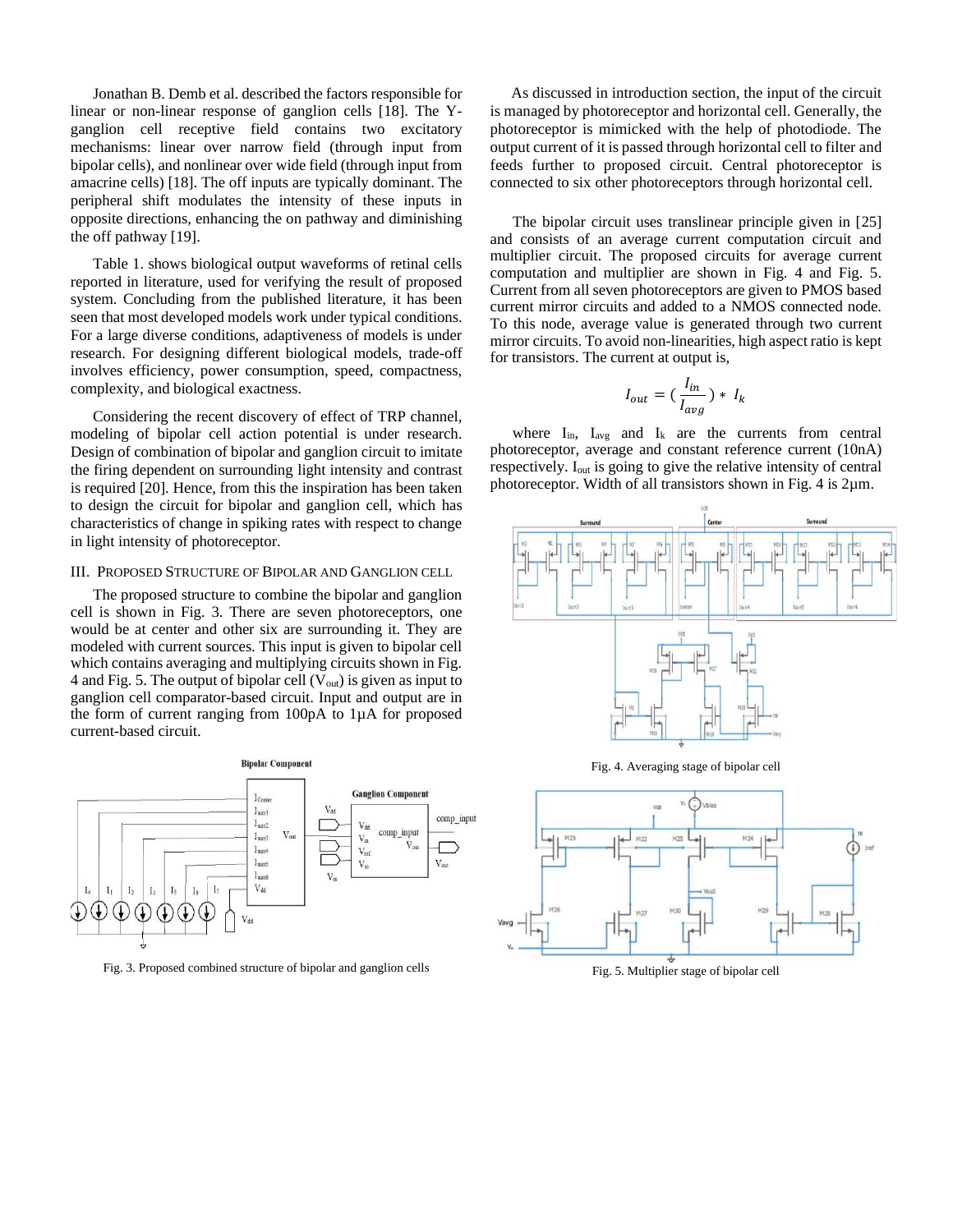Jonathan B. Demb et al. described the factors responsible for linear or non-linear response of ganglion cells [18]. The Y-ganglion cell receptive field contains two excitatory mechanisms: linear over narrow field (through input from bipolar cells), and nonlinear over wide field (through input from amacrine cells) [18]. The off inputs are typically dominant. The peripheral shift modulates the intensity of these inputs in opposite directions, enhancing the on pathway and diminishing the off pathway [19].

Table 1. shows biological output waveforms of retinal cells reported in literature, used for verifying the result of proposed system. Concluding from the published literature, it has been seen that most developed models work under typical conditions. For a large diverse conditions, adaptiveness of models is under research. For designing different biological models, trade-off involves efficiency, power consumption, speed, compactness, complexity, and biological exactness.

Considering the recent discovery of effect of TRP channel, modeling of bipolar cell action potential is under research. Design of combination of bipolar and ganglion circuit to imitate the firing dependent on surrounding light intensity and contrast is required [20]. Hence, from this the inspiration has been taken to design the circuit for bipolar and ganglion cell, which has characteristics of change in spiking rates with respect to change in light intensity of photoreceptor.

## III. Proposed Structure of Bipolar and Ganglion Cell

The proposed structure to combine the bipolar and ganglion cell is shown in Fig. 3. There are seven photoreceptors, one would be at center and other six are surrounding it. They are modeled with current sources. This input is given to bipolar cell which contains averaging and multiplying circuits shown in Fig. 4 and Fig. 5. The output of bipolar cell ($V_{out}$) is given as input to ganglion cell comparator-based circuit. Input and output are in the form of current ranging from 100pA to 1µA for proposed current-based circuit.

Fig. 3. Proposed combined structure of bipolar and ganglion cells

As discussed in introduction section, the input of the circuit is managed by photoreceptor and horizontal cell. Generally, the photoreceptor is mimicked with the help of photodiode. The output current of it is passed through horizontal cell to filter and feeds further to proposed circuit. Central photoreceptor is connected to six other photoreceptors through horizontal cell.

The bipolar circuit uses translinear principle given in [25] and consists of an average current computation circuit and multiplier circuit. The proposed circuits for average current computation and multiplier are shown in Fig. 4 and Fig. 5. Current from all seven photoreceptors are given to PMOS based current mirror circuits and added to a NMOS connected node. To this node, average value is generated through two current mirror circuits. To avoid non-linearities, high aspect ratio is kept for transistors. The current at output is,

$$I_{out} = \left(\frac{I_{in}}{I_{avg}}\right) * I_k$$

where $I_{in}$, $I_{avg}$ and $I_k$ are the currents from central photoreceptor, average and constant reference current (10nA) respectively. $I_{out}$ is going to give the relative intensity of central photoreceptor. Width of all transistors shown in Fig. 4 is 2µm.

Fig. 4. Averaging stage of bipolar cell

Fig. 5. Multiplier stage of bipolar cell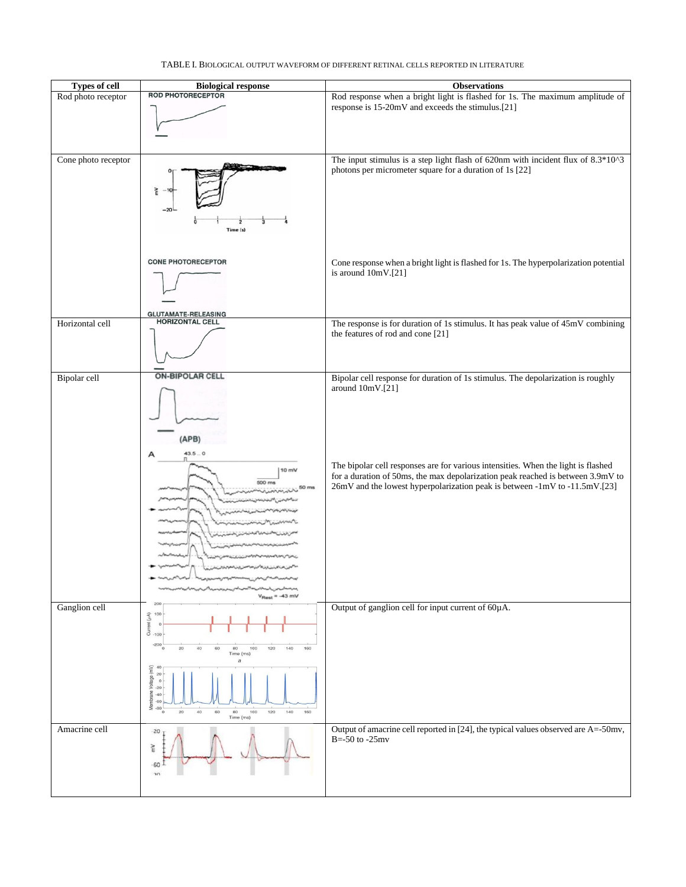TABLE I. BIOLOGICAL OUTPUT WAVEFORM OF DIFFERENT RETINAL CELLS REPORTED IN LITERATURE

| Types of cell | Biological response | Observations |
|---|---|---|
| Rod photo receptor | ROD PHOTORECEPTOR | Rod response when a bright light is flashed for 1s. The maximum amplitude of response is 15-20mV and exceeds the stimulus.[21] |
| Cone photo receptor | | The input stimulus is a step light flash of 620nm with incident flux of 8.3*10^3 photons per micrometer square for a duration of 1s [22] |
| | CONE PHOTORECEPTOR | Cone response when a bright light is flashed for 1s. The hyperpolarization potential is around 10mV.[21] |
| Horizontal cell | GLUTAMATE-RELEASING HORIZONTAL CELL | The response is for duration of 1s stimulus. It has peak value of 45mV combining the features of rod and cone [21] |
| Bipolar cell | ON-BIPOLAR CELL (APB) | Bipolar cell response for duration of 1s stimulus. The depolarization is roughly around 10mV.[21] |
| | | The bipolar cell responses are for various intensities. When the light is flashed for a duration of 50ms, the max depolarization peak reached is between 3.9mV to 26mV and the lowest hyperpolarization peak is between -1mV to -11.5mV.[23] |
| Ganglion cell | | Output of ganglion cell for input current of 60μA. |
| Amacrine cell | | Output of amacrine cell reported in [24], the typical values observed are A=-50mv, B=-50 to -25mv |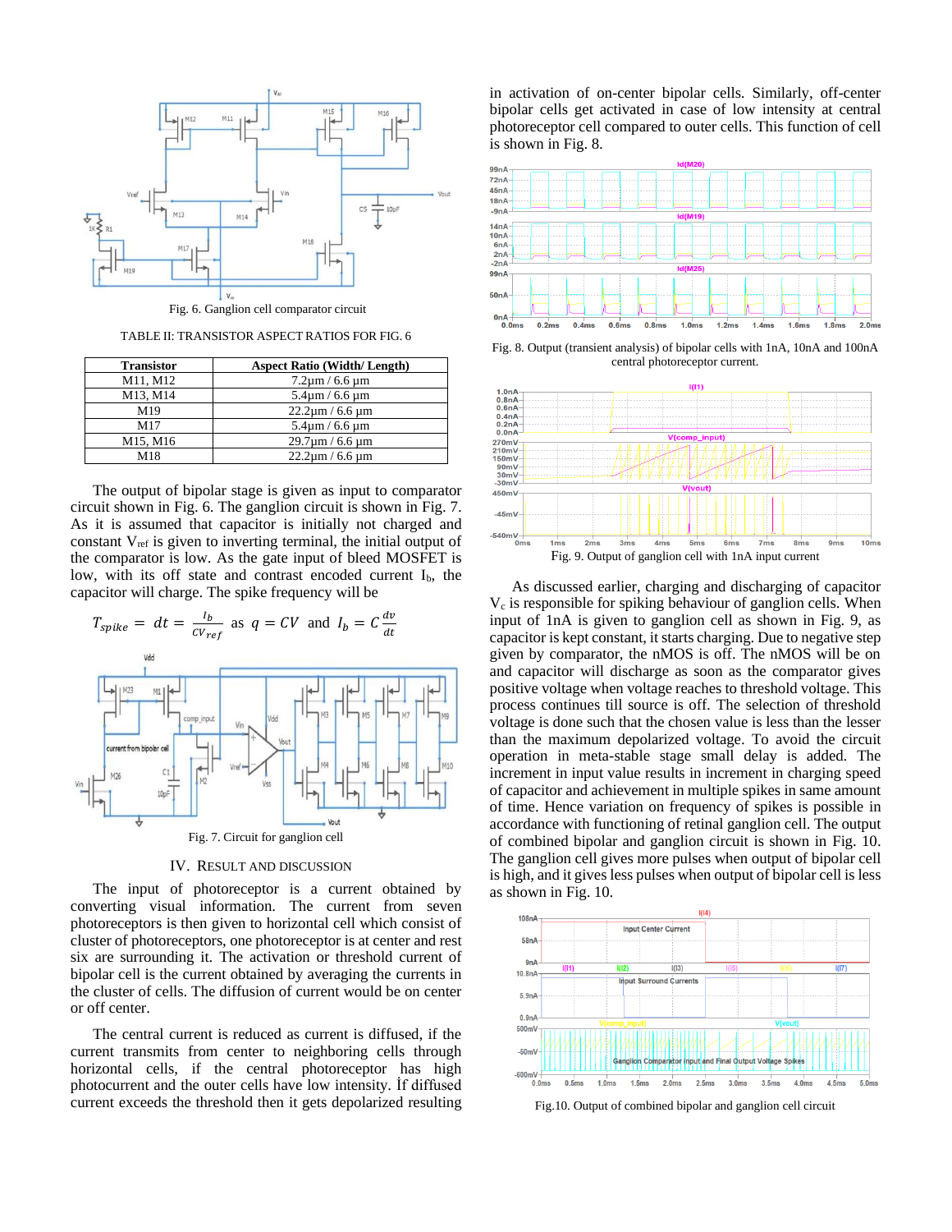Fig. 6. Ganglion cell comparator circuit

TABLE II: TRANSISTOR ASPECT RATIOS FOR FIG. 6

| Transistor | Aspect Ratio (Width/ Length) |
|---|---|
| M11, M12 | 7.2µm / 6.6 µm |
| M13, M14 | 5.4µm / 6.6 µm |
| M19 | 22.2µm / 6.6 µm |
| M17 | 5.4µm / 6.6 µm |
| M15, M16 | 29.7µm / 6.6 µm |
| M18 | 22.2µm / 6.6 µm |

The output of bipolar stage is given as input to comparator circuit shown in Fig. 6. The ganglion circuit is shown in Fig. 7. As it is assumed that capacitor is initially not charged and constant $V_{ref}$ is given to inverting terminal, the initial output of the comparator is low. As the gate input of bleed MOSFET is low, with its off state and contrast encoded current $I_b$, the capacitor will charge. The spike frequency will be

$$T_{spike} = dt = \frac{I_b}{CV_{ref}} \text{ as } q = CV \text{ and } I_b = C\frac{dv}{dt}$$

Fig. 7. Circuit for ganglion cell

## IV. Result and Discussion

The input of photoreceptor is a current obtained by converting visual information. The current from seven photoreceptors is then given to horizontal cell which consist of cluster of photoreceptors, one photoreceptor is at center and rest six are surrounding it. The activation or threshold current of bipolar cell is the current obtained by averaging the currents in the cluster of cells. The diffusion of current would be on center or off center.

The central current is reduced as current is diffused, if the current transmits from center to neighboring cells through horizontal cells, if the central photoreceptor has high photocurrent and the outer cells have low intensity. İf diffused current exceeds the threshold then it gets depolarized resulting in activation of on-center bipolar cells. Similarly, off-center bipolar cells get activated in case of low intensity at central photoreceptor cell compared to outer cells. This function of cell is shown in Fig. 8.

Fig. 8. Output (transient analysis) of bipolar cells with 1nA, 10nA and 100nA central photoreceptor current.

Fig. 9. Output of ganglion cell with 1nA input current

As discussed earlier, charging and discharging of capacitor $V_c$ is responsible for spiking behaviour of ganglion cells. When input of 1nA is given to ganglion cell as shown in Fig. 9, as capacitor is kept constant, it starts charging. Due to negative step given by comparator, the nMOS is off. The nMOS will be on and capacitor will discharge as soon as the comparator gives positive voltage when voltage reaches to threshold voltage. This process continues till source is off. The selection of threshold voltage is done such that the chosen value is less than the lesser than the maximum depolarized voltage. To avoid the circuit operation in meta-stable stage small delay is added. The increment in input value results in increment in charging speed of capacitor and achievement in multiple spikes in same amount of time. Hence variation on frequency of spikes is possible in accordance with functioning of retinal ganglion cell. The output of combined bipolar and ganglion circuit is shown in Fig. 10. The ganglion cell gives more pulses when output of bipolar cell is high, and it gives less pulses when output of bipolar cell is less as shown in Fig. 10.

Fig.10. Output of combined bipolar and ganglion cell circuit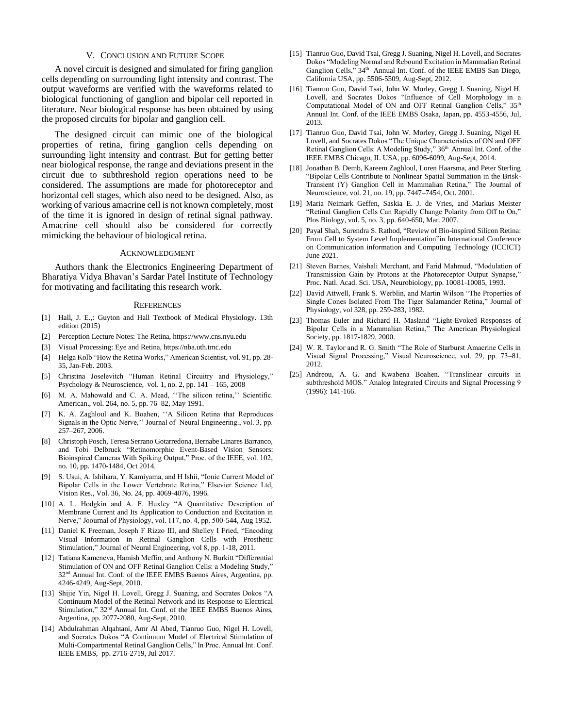## V. Conclusion and Future Scope

A novel circuit is designed and simulated for firing ganglion cells depending on surrounding light intensity and contrast. The output waveforms are verified with the waveforms related to biological functioning of ganglion and bipolar cell reported in literature. Near biological response has been obtained by using the proposed circuits for bipolar and ganglion cell.

The designed circuit can mimic one of the biological properties of retina, firing ganglion cells depending on surrounding light intensity and contrast. But for getting better near biological response, the range and deviations present in the circuit due to subthreshold region operations need to be considered. The assumptions are made for photoreceptor and horizontal cell stages, which also need to be designed. Also, as working of various amacrine cell is not known completely, most of the time it is ignored in design of retinal signal pathway. Amacrine cell should also be considered for correctly mimicking the behaviour of biological retina.

## Acknowledgment

Authors thank the Electronics Engineering Department of Bharatiya Vidya Bhavan's Sardar Patel Institute of Technology for motivating and facilitating this research work.

## References

[1] Hall, J. E.,: Guyton and Hall Textbook of Medical Physiology. 13th edition (2015)

[2] Perception Lecture Notes: The Retina, https://www.cns.nyu.edu

[3] Visual Processing: Eye and Retina, https://nba.uth.tmc.edu

[4] Helga Kolb "How the Retina Works," American Scientist, vol. 91, pp. 28-35, Jan-Feb. 2003.

[5] Christina Joselevitch "Human Retinal Circuitry and Physiology," Psychology & Neuroscience, vol. 1, no. 2, pp. 141 – 165, 2008

[6] M. A. Mahowald and C. A. Mead, ''The silicon retina,'' Scientific. American., vol. 264, no. 5, pp. 76–82, May 1991.

[7] K. A. Zaghloul and K. Boahen, ''A Silicon Retina that Reproduces Signals in the Optic Nerve,'' Journal of Neural Engineering., vol. 3, pp. 257–267, 2006.

[8] Christoph Posch, Teresa Serrano Gotarredona, Bernabe Linares Barranco, and Tobi Delbruck "Retinomorphic Event-Based Vision Sensors: Bioinspired Cameras With Spiking Output," Proc. of the IEEE, vol. 102, no. 10, pp. 1470-1484, Oct 2014.

[9] S. Usui, A. Ishihara, Y. Kamiyama, and H Ishii, "Ionic Current Model of Bipolar Cells in the Lower Vertebrate Retina," Elsevier Science Ltd, Vision Res., Vol. 36, No. 24, pp. 4069-4076, 1996.

[10] A. L. Hodgkin and A. F. Huxley "A Quantitative Description of Membrane Current and Its Application to Conduction and Excitation in Nerve," Joournal of Physiology, vol. 117, no. 4, pp. 500-544, Aug 1952.

[11] Daniel K Freeman, Joseph F Rizzo III, and Shelley I Fried, "Encoding Visual Information in Retinal Ganglion Cells with Prosthetic Stimulation," Journal of Neural Engineering, vol 8, pp. 1-18, 2011.

[12] Tatiana Kameneva, Hamish Meffin, and Anthony N. Burkitt "Differential Stimulation of ON and OFF Retinal Ganglion Cells: a Modeling Study," 32nd Annual Int. Conf. of the IEEE EMBS Buenos Aires, Argentina, pp. 4246-4249, Aug-Sept, 2010.

[13] Shijie Yin, Nigel H. Lovell, Gregg J. Suaning, and Socrates Dokos "A Continuum Model of the Retinal Network and its Response to Electrical Stimulation," 32nd Annual Int. Conf. of the IEEE EMBS Buenos Aires, Argentina, pp. 2077-2080, Aug-Sept, 2010.

[14] Abdulrahman Alqahtani, Amr Al Abed, Tianruo Guo, Nigel H. Lovell, and Socrates Dokos "A Continuum Model of Electrical Stimulation of Multi-Compartmental Retinal Ganglion Cells," In Proc. Annual Int. Conf. IEEE EMBS, pp. 2716-2719, Jul 2017.

[15] Tianruo Guo, David Tsai, Gregg J. Suaning, Nigel H. Lovell, and Socrates Dokos "Modeling Normal and Rebound Excitation in Mammalian Retinal Ganglion Cells," 34th Annual Int. Conf. of the IEEE EMBS San Diego, California USA, pp. 5506-5509, Aug-Sept, 2012.

[16] Tianruo Guo, David Tsai, John W. Morley, Gregg J. Suaning, Nigel H. Lovell, and Socrates Dokos "Influence of Cell Morphology in a Computational Model of ON and OFF Retinal Ganglion Cells," 35th Annual Int. Conf. of the IEEE EMBS Osaka, Japan, pp. 4553-4556, Jul, 2013.

[17] Tianruo Guo, David Tsai, John W. Morley, Gregg J. Suaning, Nigel H. Lovell, and Socrates Dokos "The Unique Characteristics of ON and OFF Retinal Ganglion Cells: A Modeling Study," 36th Annual Int. Conf. of the IEEE EMBS Chicago, IL USA, pp. 6096-6099, Aug-Sept, 2014.

[18] Jonathan B. Demb, Kareem Zaghloul, Loren Haarsma, and Peter Sterling "Bipolar Cells Contribute to Nonlinear Spatial Summation in the Brisk-Transient (Y) Ganglion Cell in Mammalian Retina," The Journal of Neuroscience, vol. 21, no. 19, pp. 7447–7454, Oct. 2001.

[19] Maria Neimark Geffen, Saskia E. J. de Vries, and Markus Meister "Retinal Ganglion Cells Can Rapidly Change Polarity from Off to On," Plos Biology, vol. 5, no. 3, pp. 640-650, Mar. 2007.

[20] Payal Shah, Surendra S. Rathod, "Review of Bio-inspired Silicon Retina: From Cell to System Level Implementation"in International Conference on Communication information and Computing Technology (ICCICT) June 2021.

[21] Steven Barnes, Vaishali Merchant, and Farid Mahmud, "Modulation of Transmission Gain by Protons at the Photoreceptor Output Synapse," Proc. Natl. Acad. Sci. USA, Neurobiology, pp. 10081-10085, 1993.

[22] David Attwell, Frank S. Werblin, and Martin Wilson "The Properties of Single Cones Isolated From The Tiger Salamander Retina," Journal of Physiology, vol 328, pp. 259-283, 1982.

[23] Thomas Euler and Richard H. Masland "Light-Evoked Responses of Bipolar Cells in a Mammalian Retina," The American Physiological Society, pp. 1817-1829, 2000.

[24] W. R. Taylor and R. G. Smith "The Role of Starburst Amacrine Cells in Visual Signal Processing," Visual Neuroscience, vol. 29, pp. 73–81, 2012.

[25] Andreou, A. G. and Kwabena Boahen. "Translinear circuits in subthreshold MOS." Analog Integrated Circuits and Signal Processing 9 (1996): 141-166.